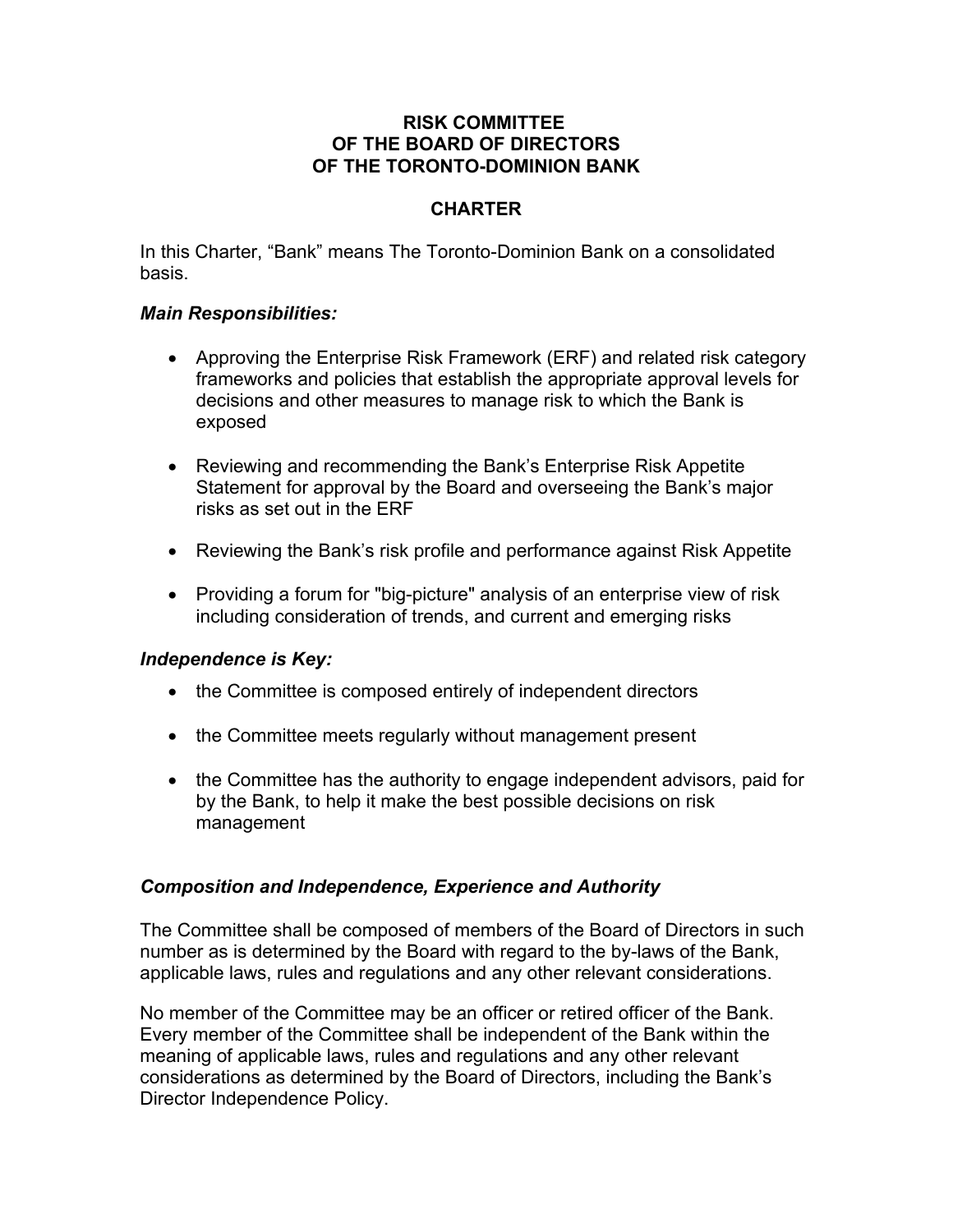# RISK COMMITTEE
# OF THE BOARD OF DIRECTORS
# OF THE TORONTO-DOMINION BANK

## CHARTER

In this Charter, "Bank" means The Toronto-Dominion Bank on a consolidated basis.

### *Main Responsibilities:*

- Approving the Enterprise Risk Framework (ERF) and related risk category frameworks and policies that establish the appropriate approval levels for decisions and other measures to manage risk to which the Bank is exposed
- Reviewing and recommending the Bank's Enterprise Risk Appetite Statement for approval by the Board and overseeing the Bank's major risks as set out in the ERF
- Reviewing the Bank's risk profile and performance against Risk Appetite
- Providing a forum for "big-picture" analysis of an enterprise view of risk including consideration of trends, and current and emerging risks

### *Independence is Key:*

- the Committee is composed entirely of independent directors
- the Committee meets regularly without management present
- the Committee has the authority to engage independent advisors, paid for by the Bank, to help it make the best possible decisions on risk management

### *Composition and Independence, Experience and Authority*

The Committee shall be composed of members of the Board of Directors in such number as is determined by the Board with regard to the by-laws of the Bank, applicable laws, rules and regulations and any other relevant considerations.

No member of the Committee may be an officer or retired officer of the Bank. Every member of the Committee shall be independent of the Bank within the meaning of applicable laws, rules and regulations and any other relevant considerations as determined by the Board of Directors, including the Bank's Director Independence Policy.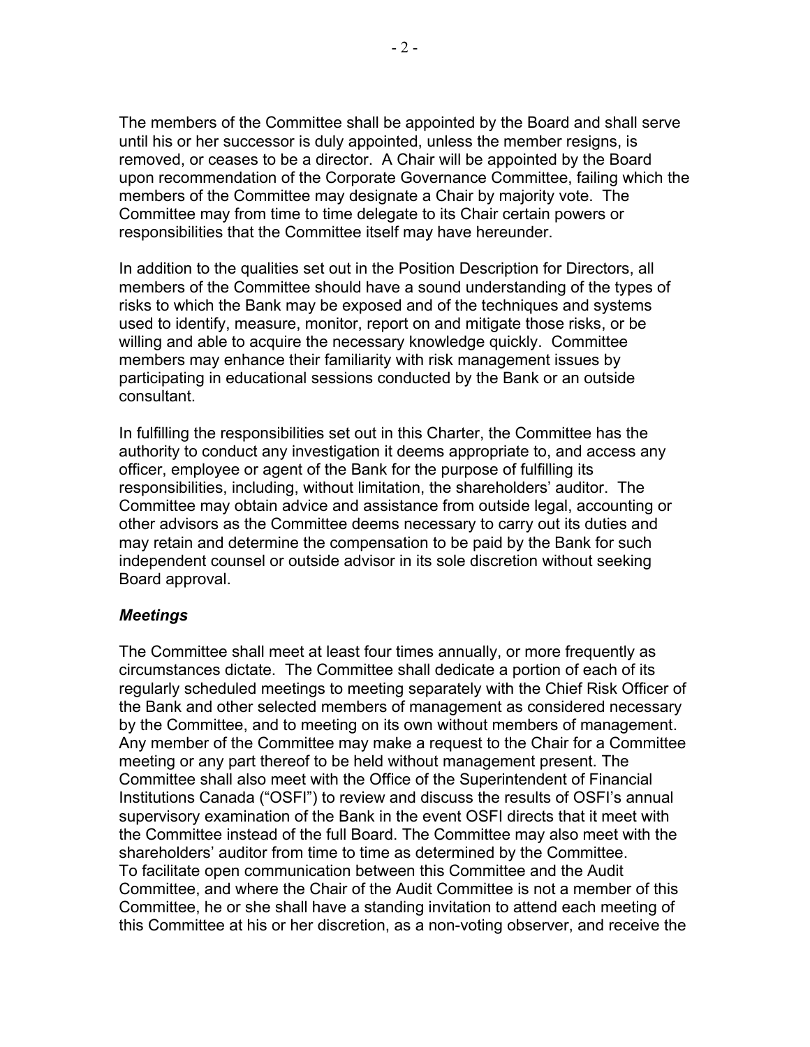The members of the Committee shall be appointed by the Board and shall serve until his or her successor is duly appointed, unless the member resigns, is removed, or ceases to be a director. A Chair will be appointed by the Board upon recommendation of the Corporate Governance Committee, failing which the members of the Committee may designate a Chair by majority vote. The Committee may from time to time delegate to its Chair certain powers or responsibilities that the Committee itself may have hereunder.

In addition to the qualities set out in the Position Description for Directors, all members of the Committee should have a sound understanding of the types of risks to which the Bank may be exposed and of the techniques and systems used to identify, measure, monitor, report on and mitigate those risks, or be willing and able to acquire the necessary knowledge quickly. Committee members may enhance their familiarity with risk management issues by participating in educational sessions conducted by the Bank or an outside consultant.

In fulfilling the responsibilities set out in this Charter, the Committee has the authority to conduct any investigation it deems appropriate to, and access any officer, employee or agent of the Bank for the purpose of fulfilling its responsibilities, including, without limitation, the shareholders' auditor. The Committee may obtain advice and assistance from outside legal, accounting or other advisors as the Committee deems necessary to carry out its duties and may retain and determine the compensation to be paid by the Bank for such independent counsel or outside advisor in its sole discretion without seeking Board approval.

### *Meetings*

The Committee shall meet at least four times annually, or more frequently as circumstances dictate. The Committee shall dedicate a portion of each of its regularly scheduled meetings to meeting separately with the Chief Risk Officer of the Bank and other selected members of management as considered necessary by the Committee, and to meeting on its own without members of management. Any member of the Committee may make a request to the Chair for a Committee meeting or any part thereof to be held without management present. The Committee shall also meet with the Office of the Superintendent of Financial Institutions Canada ("OSFI") to review and discuss the results of OSFI's annual supervisory examination of the Bank in the event OSFI directs that it meet with the Committee instead of the full Board. The Committee may also meet with the shareholders' auditor from time to time as determined by the Committee. To facilitate open communication between this Committee and the Audit Committee, and where the Chair of the Audit Committee is not a member of this Committee, he or she shall have a standing invitation to attend each meeting of this Committee at his or her discretion, as a non-voting observer, and receive the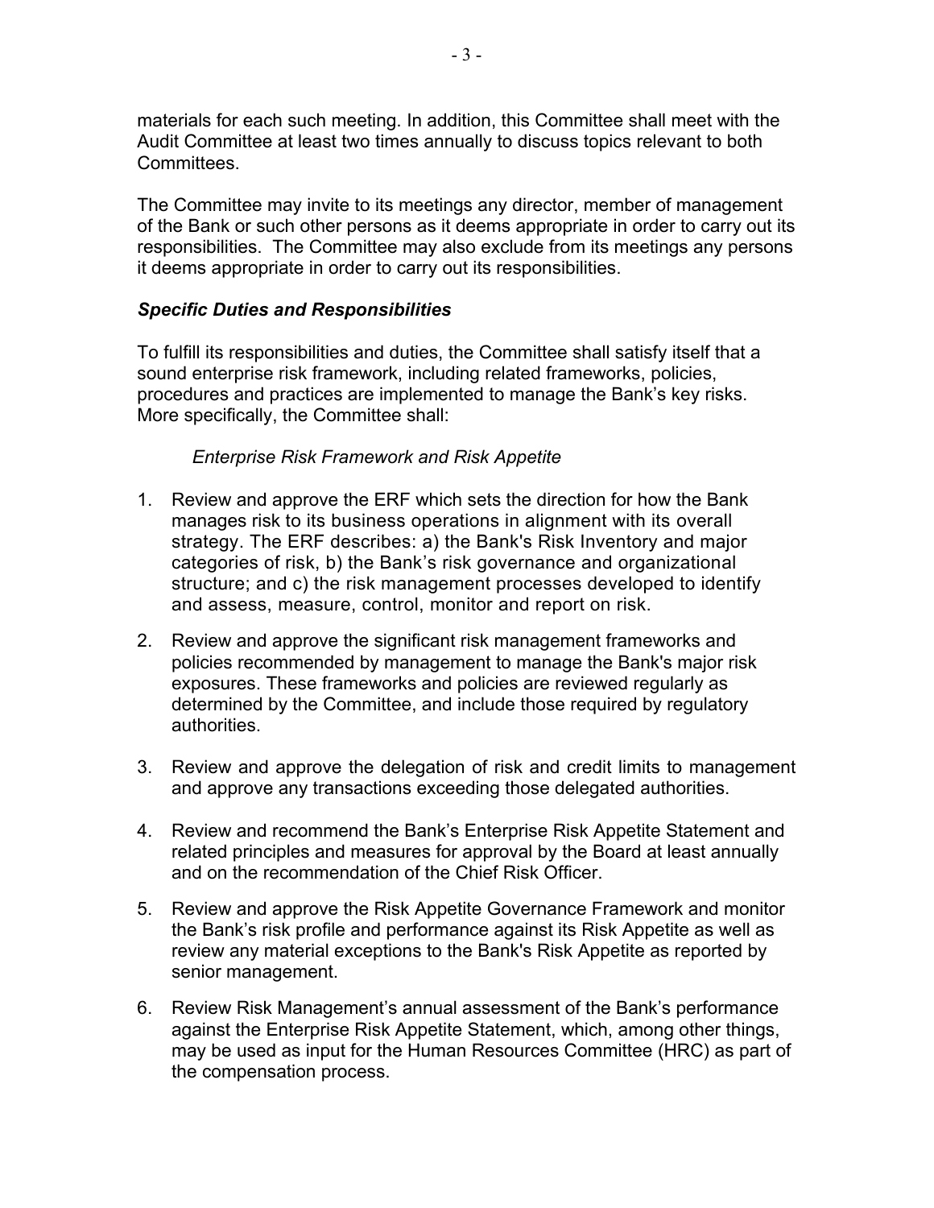materials for each such meeting. In addition, this Committee shall meet with the Audit Committee at least two times annually to discuss topics relevant to both Committees.

The Committee may invite to its meetings any director, member of management of the Bank or such other persons as it deems appropriate in order to carry out its responsibilities. The Committee may also exclude from its meetings any persons it deems appropriate in order to carry out its responsibilities.

***Specific Duties and Responsibilities***

To fulfill its responsibilities and duties, the Committee shall satisfy itself that a sound enterprise risk framework, including related frameworks, policies, procedures and practices are implemented to manage the Bank's key risks. More specifically, the Committee shall:

*Enterprise Risk Framework and Risk Appetite*

1. Review and approve the ERF which sets the direction for how the Bank manages risk to its business operations in alignment with its overall strategy. The ERF describes: a) the Bank's Risk Inventory and major categories of risk, b) the Bank's risk governance and organizational structure; and c) the risk management processes developed to identify and assess, measure, control, monitor and report on risk.
2. Review and approve the significant risk management frameworks and policies recommended by management to manage the Bank's major risk exposures. These frameworks and policies are reviewed regularly as determined by the Committee, and include those required by regulatory authorities.
3. Review and approve the delegation of risk and credit limits to management and approve any transactions exceeding those delegated authorities.
4. Review and recommend the Bank's Enterprise Risk Appetite Statement and related principles and measures for approval by the Board at least annually and on the recommendation of the Chief Risk Officer.
5. Review and approve the Risk Appetite Governance Framework and monitor the Bank's risk profile and performance against its Risk Appetite as well as review any material exceptions to the Bank's Risk Appetite as reported by senior management.
6. Review Risk Management's annual assessment of the Bank's performance against the Enterprise Risk Appetite Statement, which, among other things, may be used as input for the Human Resources Committee (HRC) as part of the compensation process.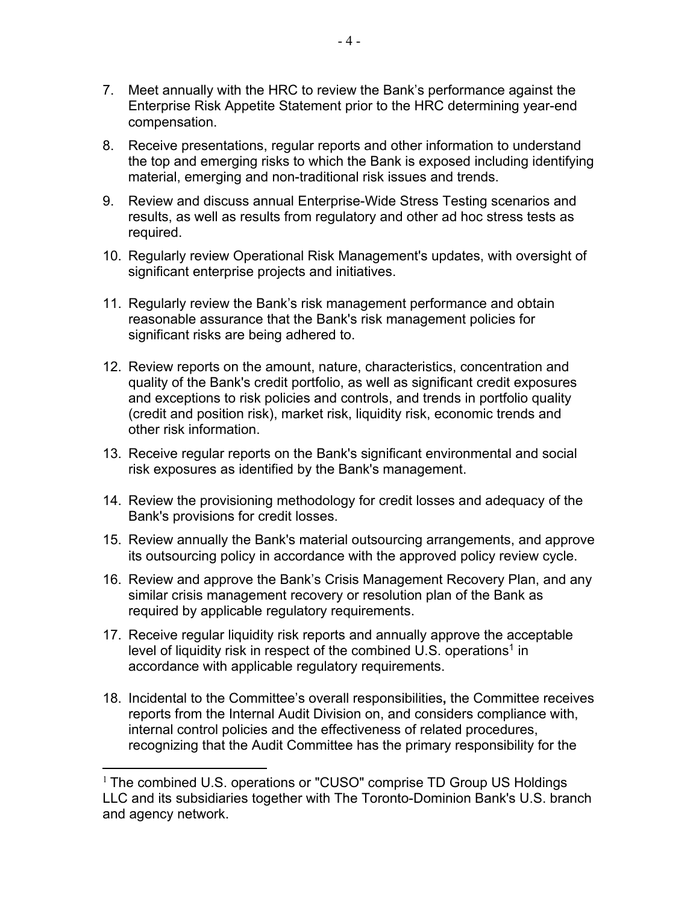7. Meet annually with the HRC to review the Bank's performance against the Enterprise Risk Appetite Statement prior to the HRC determining year-end compensation.

8. Receive presentations, regular reports and other information to understand the top and emerging risks to which the Bank is exposed including identifying material, emerging and non-traditional risk issues and trends.

9. Review and discuss annual Enterprise-Wide Stress Testing scenarios and results, as well as results from regulatory and other ad hoc stress tests as required.

10. Regularly review Operational Risk Management's updates, with oversight of significant enterprise projects and initiatives.

11. Regularly review the Bank's risk management performance and obtain reasonable assurance that the Bank's risk management policies for significant risks are being adhered to.

12. Review reports on the amount, nature, characteristics, concentration and quality of the Bank's credit portfolio, as well as significant credit exposures and exceptions to risk policies and controls, and trends in portfolio quality (credit and position risk), market risk, liquidity risk, economic trends and other risk information.

13. Receive regular reports on the Bank's significant environmental and social risk exposures as identified by the Bank's management.

14. Review the provisioning methodology for credit losses and adequacy of the Bank's provisions for credit losses.

15. Review annually the Bank's material outsourcing arrangements, and approve its outsourcing policy in accordance with the approved policy review cycle.

16. Review and approve the Bank's Crisis Management Recovery Plan, and any similar crisis management recovery or resolution plan of the Bank as required by applicable regulatory requirements.

17. Receive regular liquidity risk reports and annually approve the acceptable level of liquidity risk in respect of the combined U.S. operations[1] in accordance with applicable regulatory requirements.

18. Incidental to the Committee's overall responsibilities**,** the Committee receives reports from the Internal Audit Division on, and considers compliance with, internal control policies and the effectiveness of related procedures, recognizing that the Audit Committee has the primary responsibility for the

[1] The combined U.S. operations or "CUSO" comprise TD Group US Holdings LLC and its subsidiaries together with The Toronto-Dominion Bank's U.S. branch and agency network.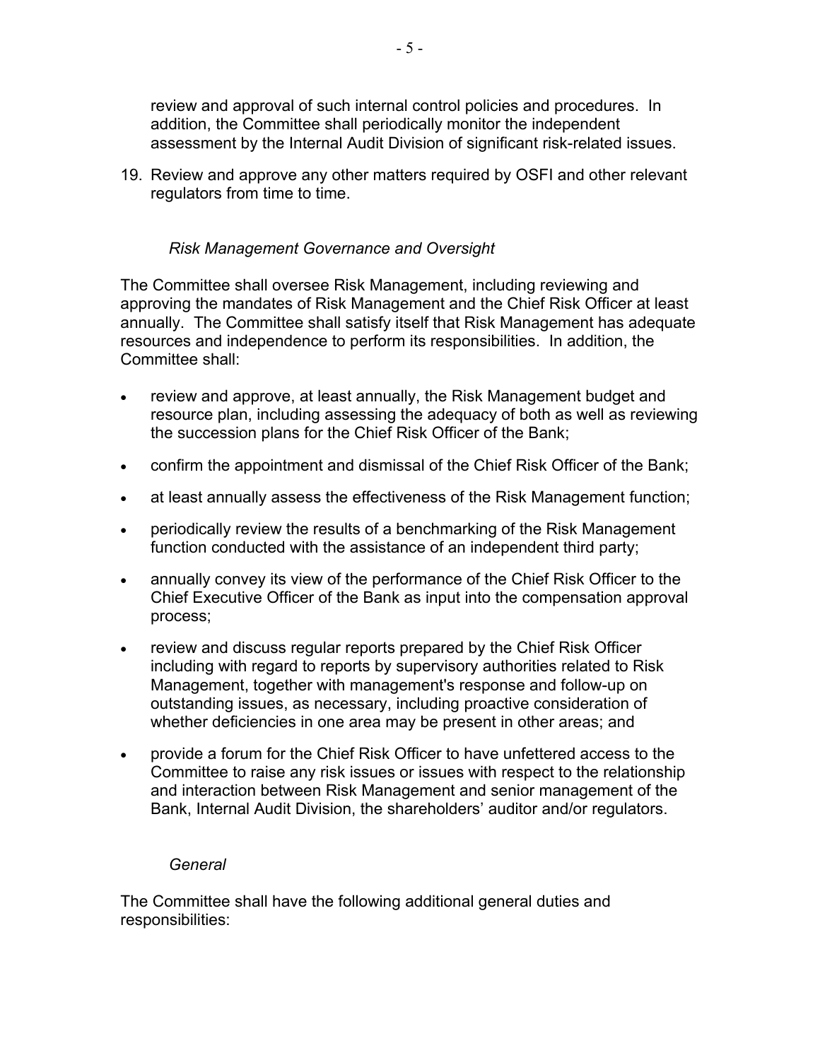review and approval of such internal control policies and procedures. In addition, the Committee shall periodically monitor the independent assessment by the Internal Audit Division of significant risk-related issues.

19. Review and approve any other matters required by OSFI and other relevant regulators from time to time.

*Risk Management Governance and Oversight*

The Committee shall oversee Risk Management, including reviewing and approving the mandates of Risk Management and the Chief Risk Officer at least annually. The Committee shall satisfy itself that Risk Management has adequate resources and independence to perform its responsibilities. In addition, the Committee shall:

- review and approve, at least annually, the Risk Management budget and resource plan, including assessing the adequacy of both as well as reviewing the succession plans for the Chief Risk Officer of the Bank;
- confirm the appointment and dismissal of the Chief Risk Officer of the Bank;
- at least annually assess the effectiveness of the Risk Management function;
- periodically review the results of a benchmarking of the Risk Management function conducted with the assistance of an independent third party;
- annually convey its view of the performance of the Chief Risk Officer to the Chief Executive Officer of the Bank as input into the compensation approval process;
- review and discuss regular reports prepared by the Chief Risk Officer including with regard to reports by supervisory authorities related to Risk Management, together with management's response and follow-up on outstanding issues, as necessary, including proactive consideration of whether deficiencies in one area may be present in other areas; and
- provide a forum for the Chief Risk Officer to have unfettered access to the Committee to raise any risk issues or issues with respect to the relationship and interaction between Risk Management and senior management of the Bank, Internal Audit Division, the shareholders' auditor and/or regulators.

*General*

The Committee shall have the following additional general duties and responsibilities: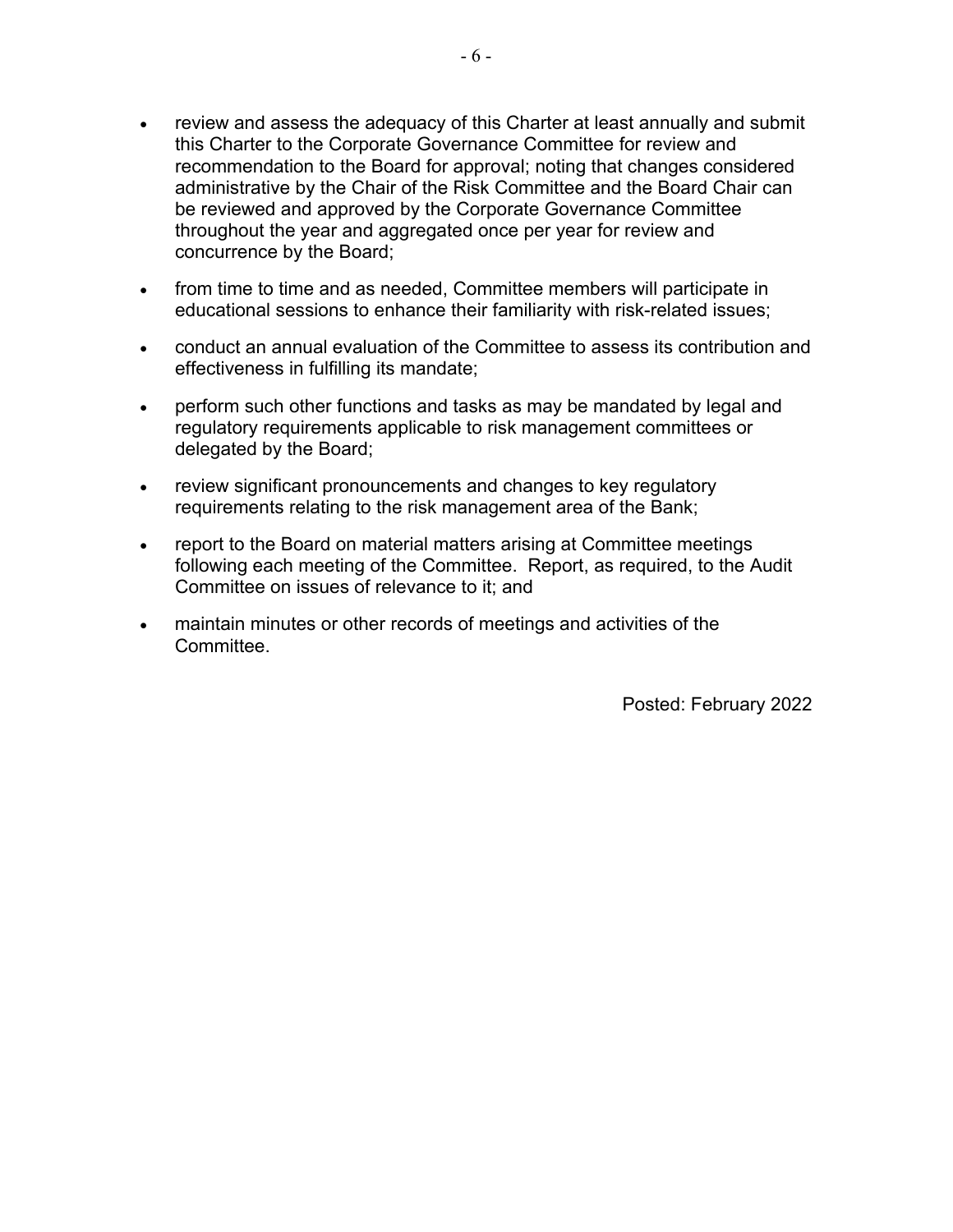- review and assess the adequacy of this Charter at least annually and submit this Charter to the Corporate Governance Committee for review and recommendation to the Board for approval; noting that changes considered administrative by the Chair of the Risk Committee and the Board Chair can be reviewed and approved by the Corporate Governance Committee throughout the year and aggregated once per year for review and concurrence by the Board;
- from time to time and as needed, Committee members will participate in educational sessions to enhance their familiarity with risk-related issues;
- conduct an annual evaluation of the Committee to assess its contribution and effectiveness in fulfilling its mandate;
- perform such other functions and tasks as may be mandated by legal and regulatory requirements applicable to risk management committees or delegated by the Board;
- review significant pronouncements and changes to key regulatory requirements relating to the risk management area of the Bank;
- report to the Board on material matters arising at Committee meetings following each meeting of the Committee. Report, as required, to the Audit Committee on issues of relevance to it; and
- maintain minutes or other records of meetings and activities of the Committee.

Posted: February 2022